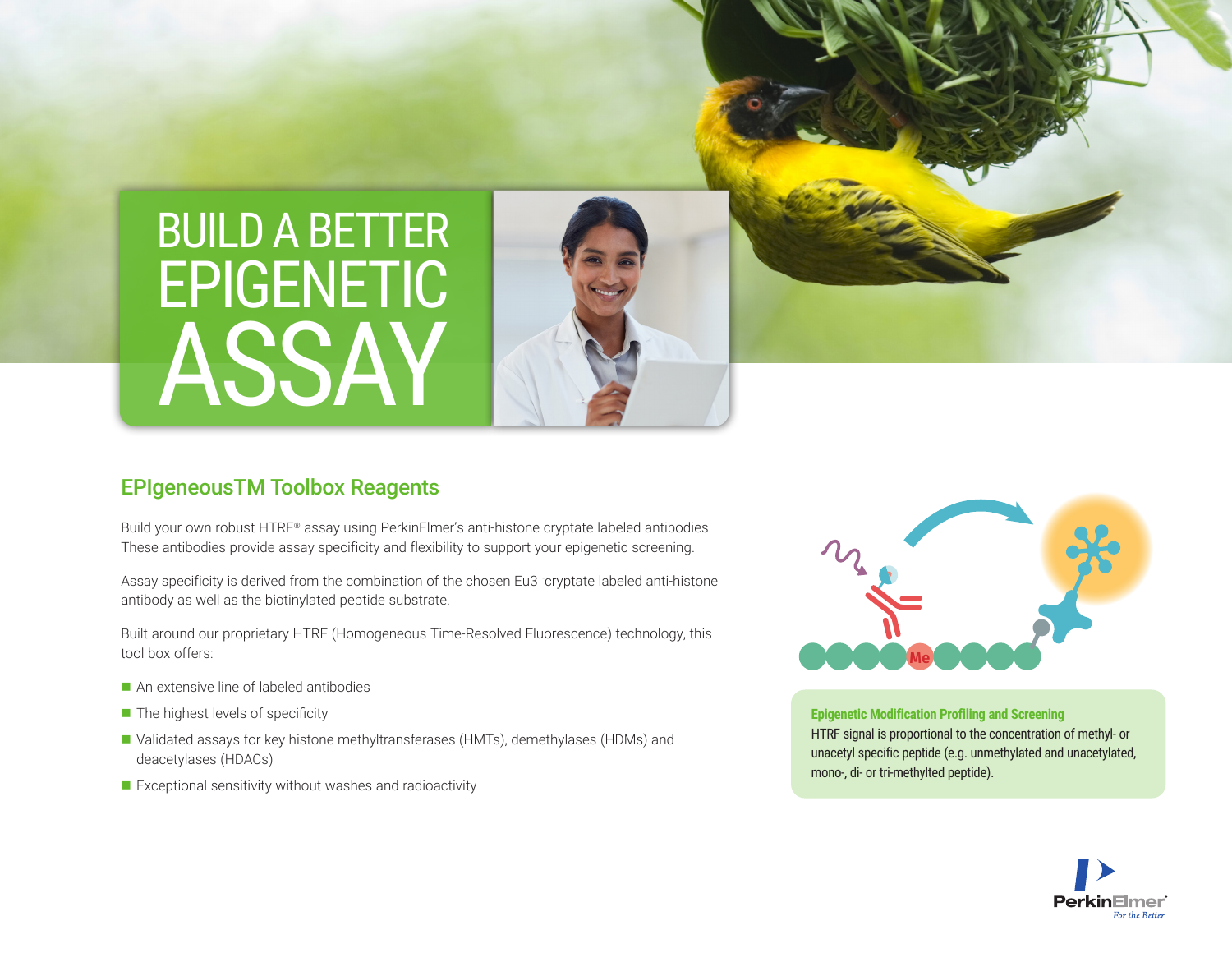# BUILD A BETTER EPIGENETIC ASSAY

## EPIgeneousTM Toolbox Reagents

Build your own robust HTRF® assay using PerkinElmer's anti-histone cryptate labeled antibodies. These antibodies provide assay specificity and flexibility to support your epigenetic screening.

Assay specificity is derived from the combination of the chosen $Eu3^{+}$cryptate labeled anti-histone antibody as well as the biotinylated peptide substrate.

Built around our proprietary HTRF (Homogeneous Time-Resolved Fluorescence) technology, this tool box offers:

- An extensive line of labeled antibodies
- The highest levels of specificity
- Validated assays for key histone methyltransferases (HMTs), demethylases (HDMs) and deacetylases (HDACs)
- Exceptional sensitivity without washes and radioactivity

Me

**Epigenetic Modification Profiling and Screening**

HTRF signal is proportional to the concentration of methyl- or unacetyl specific peptide (e.g. unmethylated and unacetylated, mono-, di- or tri-methylted peptide).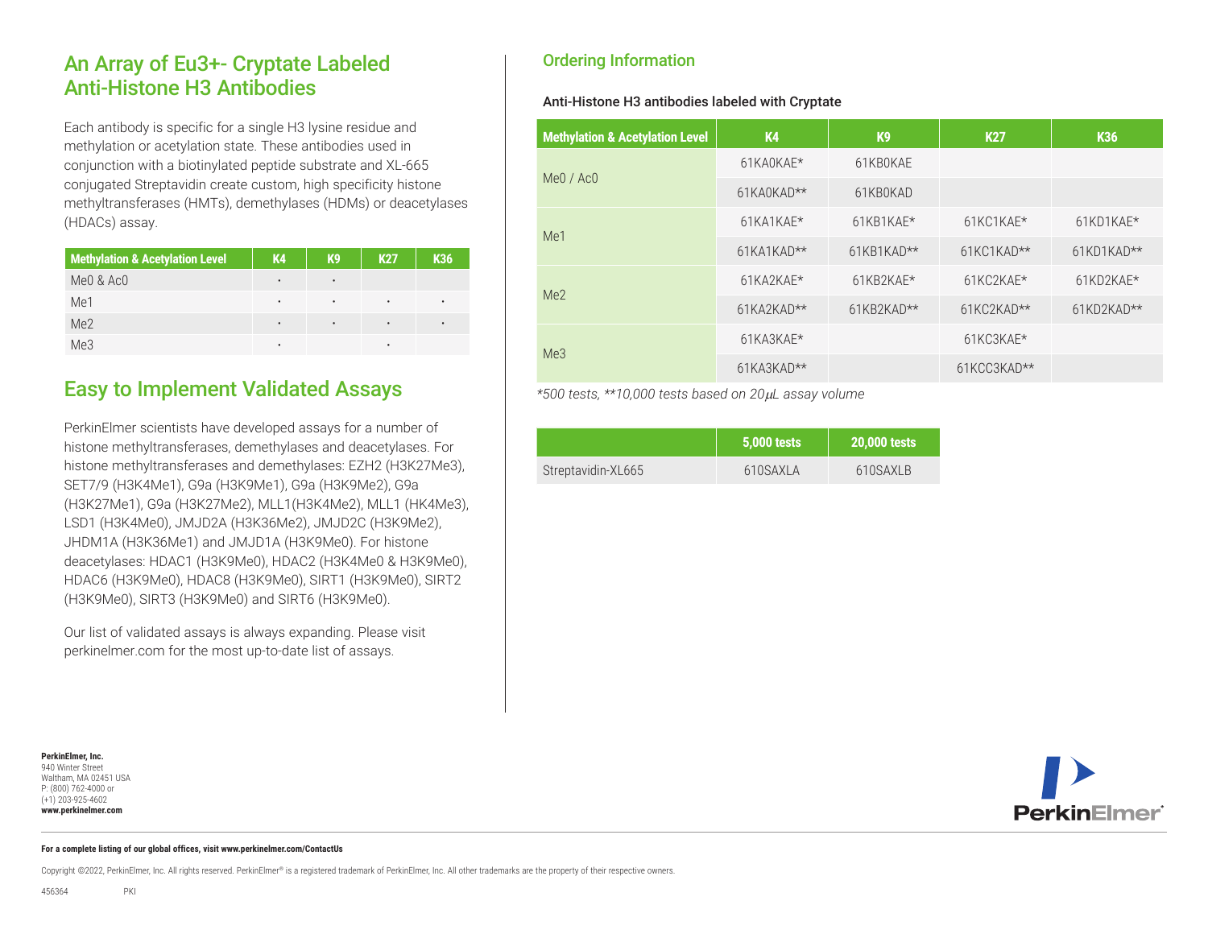## An Array of Eu3+- Cryptate Labeled Anti-Histone H3 Antibodies

Each antibody is specific for a single H3 lysine residue and methylation or acetylation state. These antibodies used in conjunction with a biotinylated peptide substrate and XL-665 conjugated Streptavidin create custom, high specificity histone methyltransferases (HMTs), demethylases (HDMs) or deacetylases (HDACs) assay.

| Methylation & Acetylation Level | K4 | K9 | K27 | K36 |
|---|---|---|---|---|
| Me0 & Ac0 | • | • | | |
| Me1 | • | • | • | • |
| Me2 | • | • | • | • |
| Me3 | • | | • | |

## Easy to Implement Validated Assays

PerkinElmer scientists have developed assays for a number of histone methyltransferases, demethylases and deacetylases. For histone methyltransferases and demethylases: EZH2 (H3K27Me3), SET7/9 (H3K4Me1), G9a (H3K9Me1), G9a (H3K9Me2), G9a (H3K27Me1), G9a (H3K27Me2), MLL1(H3K4Me2), MLL1 (HK4Me3), LSD1 (H3K4Me0), JMJD2A (H3K36Me2), JMJD2C (H3K9Me2), JHDM1A (H3K36Me1) and JMJD1A (H3K9Me0). For histone deacetylases: HDAC1 (H3K9Me0), HDAC2 (H3K4Me0 & H3K9Me0), HDAC6 (H3K9Me0), HDAC8 (H3K9Me0), SIRT1 (H3K9Me0), SIRT2 (H3K9Me0), SIRT3 (H3K9Me0) and SIRT6 (H3K9Me0).

Our list of validated assays is always expanding. Please visit perkinelmer.com for the most up-to-date list of assays.

## Ordering Information

**Anti-Histone H3 antibodies labeled with Cryptate**

| Methylation & Acetylation Level | K4 | K9 | K27 | K36 |
|---|---|---|---|---|
| Me0 / Ac0 | 61KA0KAE* | 61KB0KAE | | |
| | 61KA0KAD** | 61KB0KAD | | |
| Me1 | 61KA1KAE* | 61KB1KAE* | 61KC1KAE* | 61KD1KAE* |
| | 61KA1KAD** | 61KB1KAD** | 61KC1KAD** | 61KD1KAD** |
| Me2 | 61KA2KAE* | 61KB2KAE* | 61KC2KAE* | 61KD2KAE* |
| | 61KA2KAD** | 61KB2KAD** | 61KC2KAD** | 61KD2KAD** |
| Me3 | 61KA3KAE* | | 61KC3KAE* | |
| | 61KA3KAD** | | 61KCC3KAD** | |

*\*500 tests, \*\*10,000 tests based on 20µL assay volume*

| | 5,000 tests | 20,000 tests |
|---|---|---|
| Streptavidin-XL665 | 610SAXLA | 610SAXLB |

**PerkinElmer, Inc.**
940 Winter Street
Waltham, MA 02451 USA
P: (800) 762-4000 or
(+1) 203-925-4602
**www.perkinelmer.com**

**For a complete listing of our global offices, visit www.perkinelmer.com/ContactUs**

Copyright ©2022, PerkinElmer, Inc. All rights reserved. PerkinElmer® is a registered trademark of PerkinElmer, Inc. All other trademarks are the property of their respective owners.

456364 PKI